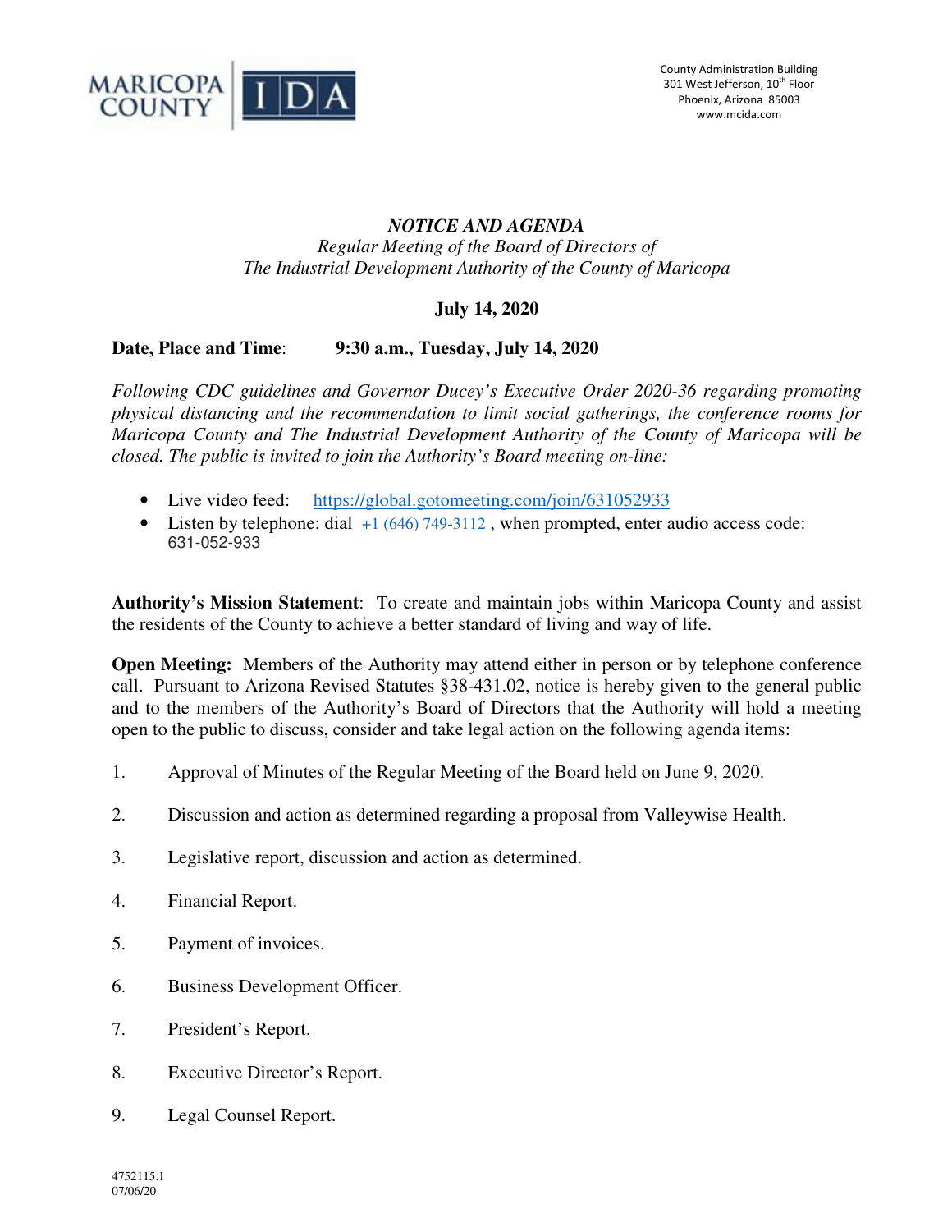MARICOPA COUNTY | IDA

County Administration Building
301 West Jefferson, 10th Floor
Phoenix, Arizona 85003
www.mcida.com

# *NOTICE AND AGENDA*

*Regular Meeting of the Board of Directors of*
*The Industrial Development Authority of the County of Maricopa*

**July 14, 2020**

**Date, Place and Time**: **9:30 a.m., Tuesday, July 14, 2020**

*Following CDC guidelines and Governor Ducey's Executive Order 2020-36 regarding promoting physical distancing and the recommendation to limit social gatherings, the conference rooms for Maricopa County and The Industrial Development Authority of the County of Maricopa will be closed. The public is invited to join the Authority's Board meeting on-line:*

- Live video feed: https://global.gotomeeting.com/join/631052933
- Listen by telephone: dial +1 (646) 749-3112 , when prompted, enter audio access code: 631-052-933

**Authority's Mission Statement**: To create and maintain jobs within Maricopa County and assist the residents of the County to achieve a better standard of living and way of life.

**Open Meeting:** Members of the Authority may attend either in person or by telephone conference call. Pursuant to Arizona Revised Statutes §38-431.02, notice is hereby given to the general public and to the members of the Authority's Board of Directors that the Authority will hold a meeting open to the public to discuss, consider and take legal action on the following agenda items:

1. Approval of Minutes of the Regular Meeting of the Board held on June 9, 2020.
2. Discussion and action as determined regarding a proposal from Valleywise Health.
3. Legislative report, discussion and action as determined.
4. Financial Report.
5. Payment of invoices.
6. Business Development Officer.
7. President's Report.
8. Executive Director's Report.
9. Legal Counsel Report.

4752115.1
07/06/20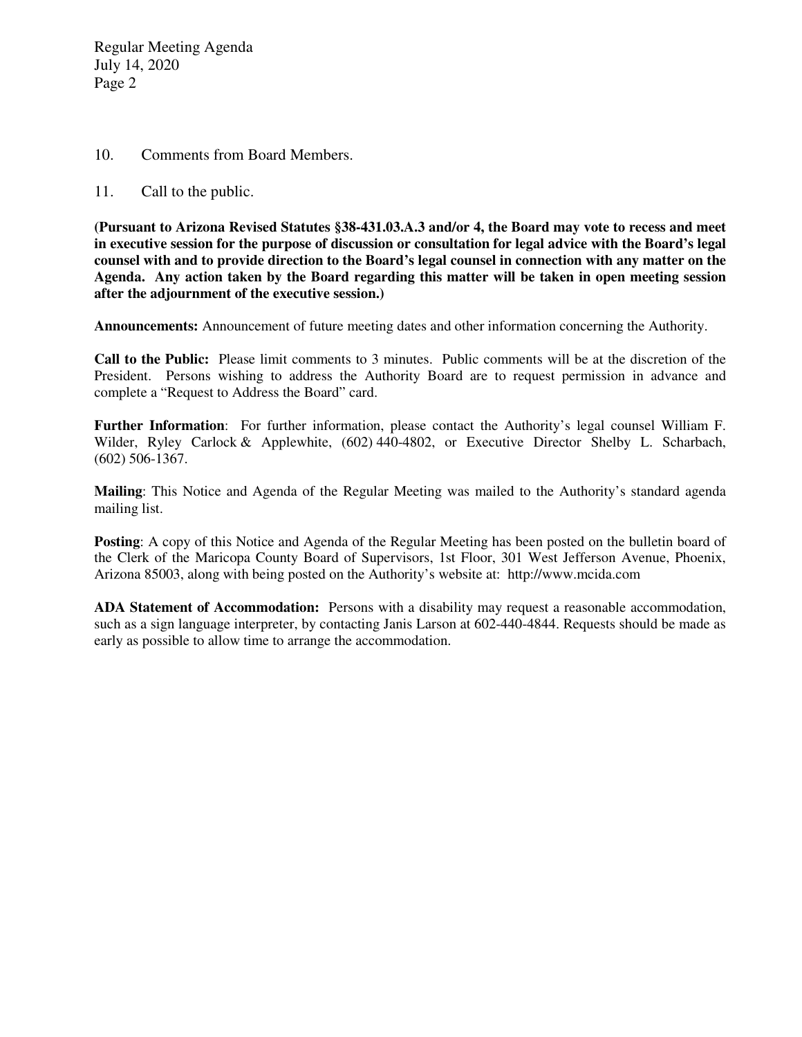10. Comments from Board Members.

11. Call to the public.

**(Pursuant to Arizona Revised Statutes §38-431.03.A.3 and/or 4, the Board may vote to recess and meet in executive session for the purpose of discussion or consultation for legal advice with the Board's legal counsel with and to provide direction to the Board's legal counsel in connection with any matter on the Agenda. Any action taken by the Board regarding this matter will be taken in open meeting session after the adjournment of the executive session.)**

**Announcements:** Announcement of future meeting dates and other information concerning the Authority.

**Call to the Public:** Please limit comments to 3 minutes. Public comments will be at the discretion of the President. Persons wishing to address the Authority Board are to request permission in advance and complete a "Request to Address the Board" card.

**Further Information**: For further information, please contact the Authority's legal counsel William F. Wilder, Ryley Carlock & Applewhite, (602) 440-4802, or Executive Director Shelby L. Scharbach, (602) 506-1367.

**Mailing**: This Notice and Agenda of the Regular Meeting was mailed to the Authority's standard agenda mailing list.

**Posting**: A copy of this Notice and Agenda of the Regular Meeting has been posted on the bulletin board of the Clerk of the Maricopa County Board of Supervisors, 1st Floor, 301 West Jefferson Avenue, Phoenix, Arizona 85003, along with being posted on the Authority's website at: http://www.mcida.com

**ADA Statement of Accommodation:** Persons with a disability may request a reasonable accommodation, such as a sign language interpreter, by contacting Janis Larson at 602-440-4844. Requests should be made as early as possible to allow time to arrange the accommodation.